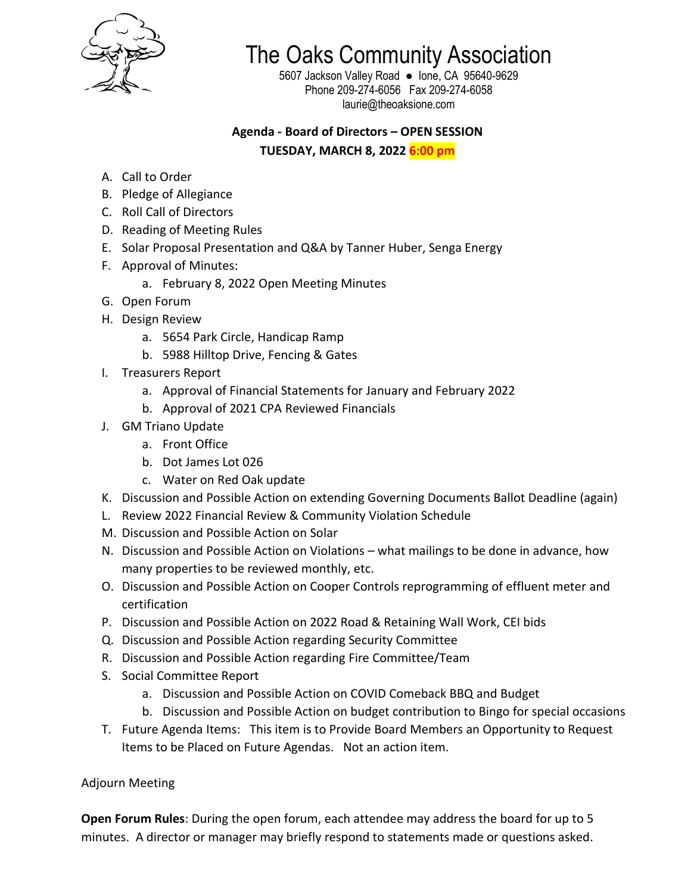# The Oaks Community Association

5607 Jackson Valley Road ● Ione, CA 95640-9629
Phone 209-274-6056 Fax 209-274-6058
laurie@theoaksione.com

**Agenda - Board of Directors – OPEN SESSION**

**TUESDAY, MARCH 8, 2022 6:00 pm**

A. Call to Order
B. Pledge of Allegiance
C. Roll Call of Directors
D. Reading of Meeting Rules
E. Solar Proposal Presentation and Q&A by Tanner Huber, Senga Energy
F. Approval of Minutes:
   a. February 8, 2022 Open Meeting Minutes
G. Open Forum
H. Design Review
   a. 5654 Park Circle, Handicap Ramp
   b. 5988 Hilltop Drive, Fencing & Gates
I. Treasurers Report
   a. Approval of Financial Statements for January and February 2022
   b. Approval of 2021 CPA Reviewed Financials
J. GM Triano Update
   a. Front Office
   b. Dot James Lot 026
   c. Water on Red Oak update
K. Discussion and Possible Action on extending Governing Documents Ballot Deadline (again)
L. Review 2022 Financial Review & Community Violation Schedule
M. Discussion and Possible Action on Solar
N. Discussion and Possible Action on Violations – what mailings to be done in advance, how many properties to be reviewed monthly, etc.
O. Discussion and Possible Action on Cooper Controls reprogramming of effluent meter and certification
P. Discussion and Possible Action on 2022 Road & Retaining Wall Work, CEI bids
Q. Discussion and Possible Action regarding Security Committee
R. Discussion and Possible Action regarding Fire Committee/Team
S. Social Committee Report
   a. Discussion and Possible Action on COVID Comeback BBQ and Budget
   b. Discussion and Possible Action on budget contribution to Bingo for special occasions
T. Future Agenda Items: This item is to Provide Board Members an Opportunity to Request Items to be Placed on Future Agendas. Not an action item.

Adjourn Meeting

**Open Forum Rules**: During the open forum, each attendee may address the board for up to 5 minutes. A director or manager may briefly respond to statements made or questions asked.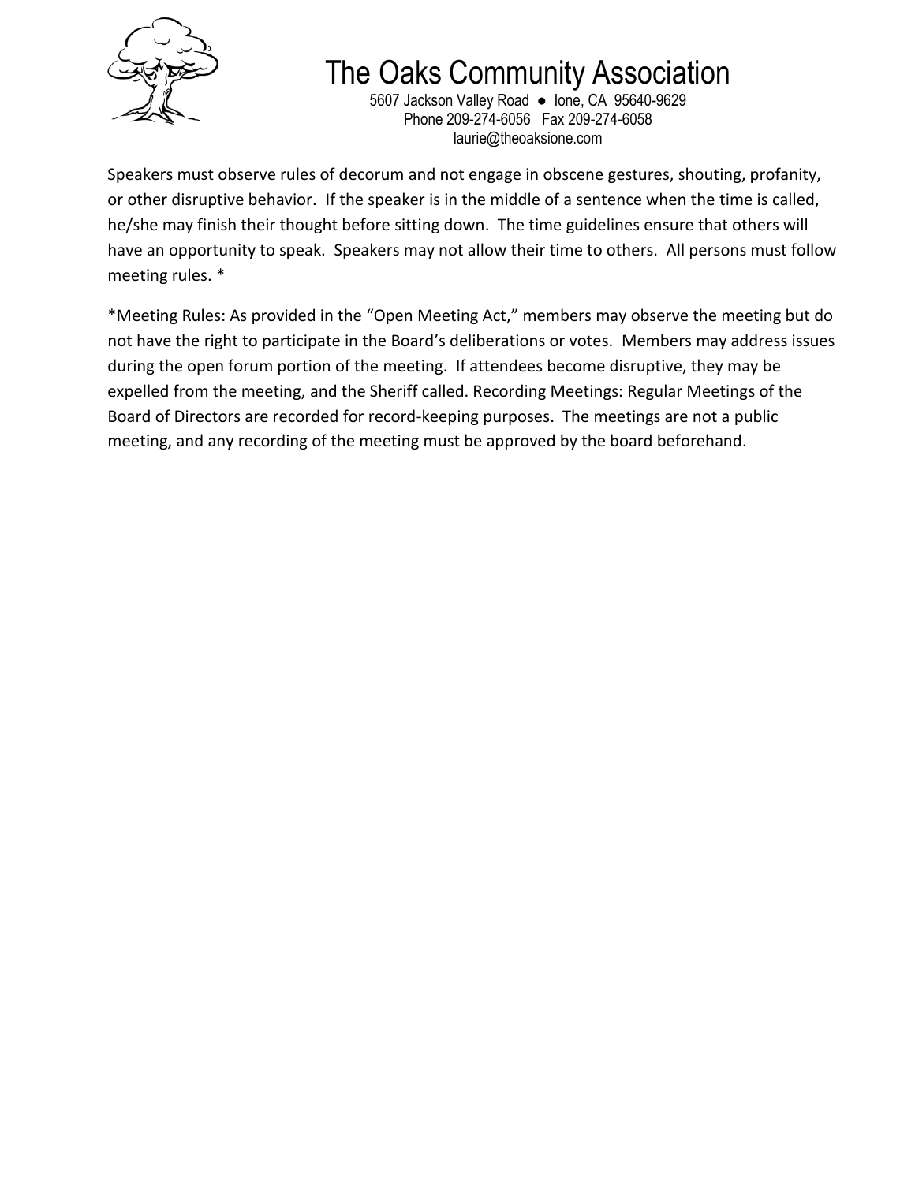# The Oaks Community Association

5607 Jackson Valley Road ● Ione, CA 95640-9629
Phone 209-274-6056 Fax 209-274-6058
laurie@theoaksione.com

Speakers must observe rules of decorum and not engage in obscene gestures, shouting, profanity, or other disruptive behavior. If the speaker is in the middle of a sentence when the time is called, he/she may finish their thought before sitting down. The time guidelines ensure that others will have an opportunity to speak. Speakers may not allow their time to others. All persons must follow meeting rules. *

*Meeting Rules: As provided in the "Open Meeting Act," members may observe the meeting but do not have the right to participate in the Board's deliberations or votes. Members may address issues during the open forum portion of the meeting. If attendees become disruptive, they may be expelled from the meeting, and the Sheriff called. Recording Meetings: Regular Meetings of the Board of Directors are recorded for record-keeping purposes. The meetings are not a public meeting, and any recording of the meeting must be approved by the board beforehand.